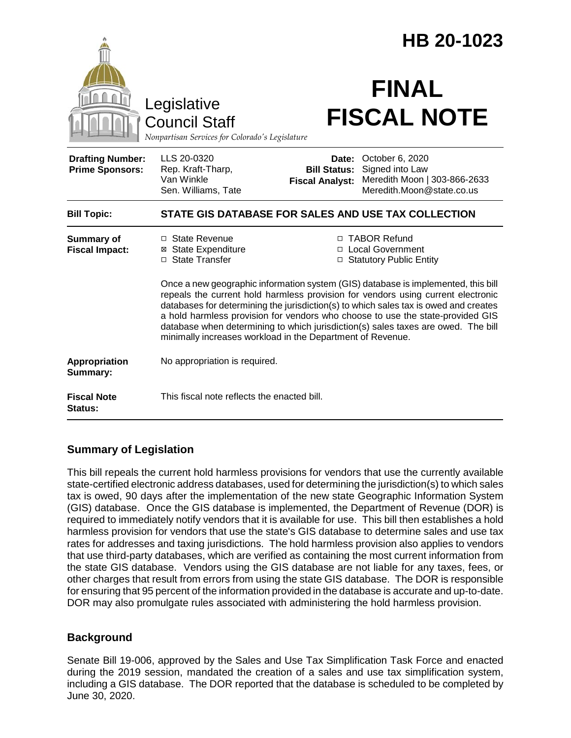# HB 20-1023

Legislative Council Staff
*Nonpartisan Services for Colorado's Legislature*

# FINAL FISCAL NOTE

| | | | |
|---|---|---|---|
| **Drafting Number:** | LLS 20-0320 | **Date:** | October 6, 2020 |
| **Prime Sponsors:** | Rep. Kraft-Tharp, Van Winkle; Sen. Williams, Tate | **Bill Status:** | Signed into Law |
| | | **Fiscal Analyst:** | Meredith Moon \| 303-866-2633; Meredith.Moon@state.co.us |

| | |
|---|---|
| **Bill Topic:** | **STATE GIS DATABASE FOR SALES AND USE TAX COLLECTION** |
| **Summary of Fiscal Impact:** | ☐ State Revenue ☒ State Expenditure ☐ State Transfer ☐ TABOR Refund ☐ Local Government ☐ Statutory Public Entity<br><br>Once a new geographic information system (GIS) database is implemented, this bill repeals the current hold harmless provision for vendors using current electronic databases for determining the jurisdiction(s) to which sales tax is owed and creates a hold harmless provision for vendors who choose to use the state-provided GIS database when determining to which jurisdiction(s) sales taxes are owed. The bill minimally increases workload in the Department of Revenue. |
| **Appropriation Summary:** | No appropriation is required. |
| **Fiscal Note Status:** | This fiscal note reflects the enacted bill. |

## Summary of Legislation

This bill repeals the current hold harmless provisions for vendors that use the currently available state-certified electronic address databases, used for determining the jurisdiction(s) to which sales tax is owed, 90 days after the implementation of the new state Geographic Information System (GIS) database. Once the GIS database is implemented, the Department of Revenue (DOR) is required to immediately notify vendors that it is available for use. This bill then establishes a hold harmless provision for vendors that use the state's GIS database to determine sales and use tax rates for addresses and taxing jurisdictions. The hold harmless provision also applies to vendors that use third-party databases, which are verified as containing the most current information from the state GIS database. Vendors using the GIS database are not liable for any taxes, fees, or other charges that result from errors from using the state GIS database. The DOR is responsible for ensuring that 95 percent of the information provided in the database is accurate and up-to-date. DOR may also promulgate rules associated with administering the hold harmless provision.

## Background

Senate Bill 19-006, approved by the Sales and Use Tax Simplification Task Force and enacted during the 2019 session, mandated the creation of a sales and use tax simplification system, including a GIS database. The DOR reported that the database is scheduled to be completed by June 30, 2020.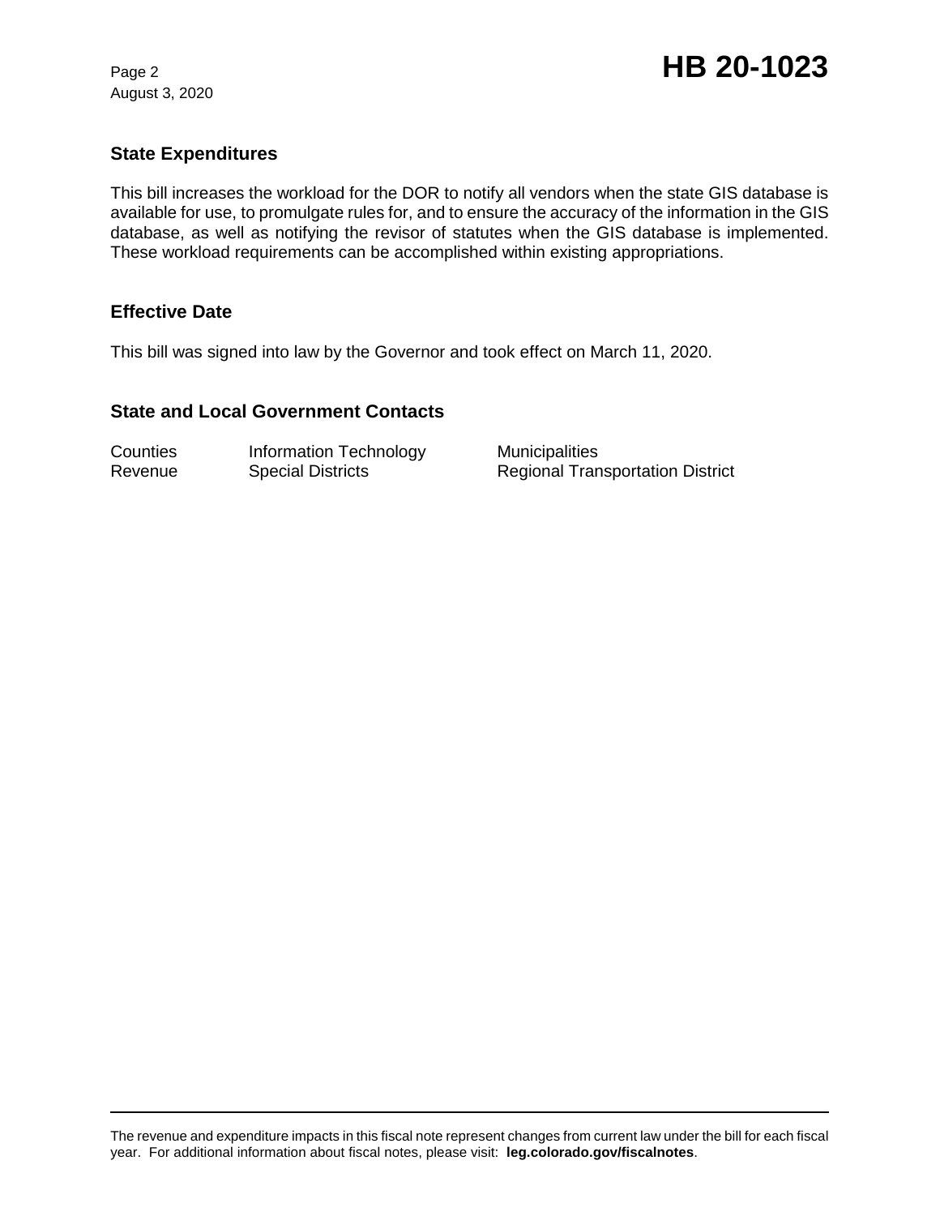## State Expenditures

This bill increases the workload for the DOR to notify all vendors when the state GIS database is available for use, to promulgate rules for, and to ensure the accuracy of the information in the GIS database, as well as notifying the revisor of statutes when the GIS database is implemented. These workload requirements can be accomplished within existing appropriations.

## Effective Date

This bill was signed into law by the Governor and took effect on March 11, 2020.

## State and Local Government Contacts

| | | |
|---|---|---|
| Counties | Information Technology | Municipalities |
| Revenue | Special Districts | Regional Transportation District |

The revenue and expenditure impacts in this fiscal note represent changes from current law under the bill for each fiscal year. For additional information about fiscal notes, please visit: **leg.colorado.gov/fiscalnotes**.